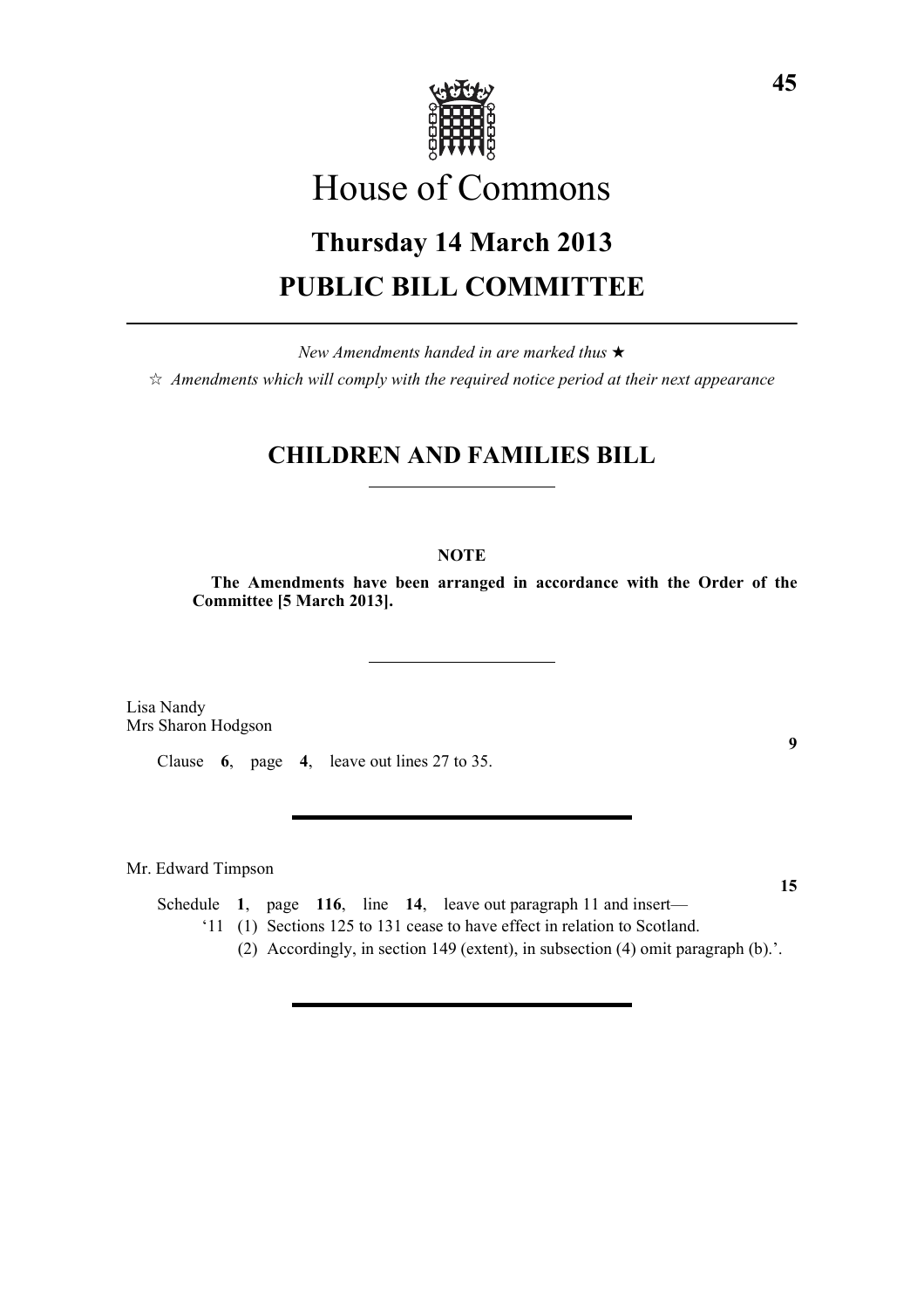# House of Commons

## Thursday 14 March 2013

## PUBLIC BILL COMMITTEE

*New Amendments handed in are marked thus* ★

☆ *Amendments which will comply with the required notice period at their next appearance*

## CHILDREN AND FAMILIES BILL

**NOTE**

**The Amendments have been arranged in accordance with the Order of the Committee [5 March 2013].**

Lisa Nandy
Mrs Sharon Hodgson

**9**

Clause **6**, page **4**, leave out lines 27 to 35.

Mr. Edward Timpson

**15**

Schedule **1**, page **116**, line **14**, leave out paragraph 11 and insert—

'11 (1) Sections 125 to 131 cease to have effect in relation to Scotland.

(2) Accordingly, in section 149 (extent), in subsection (4) omit paragraph (b).'.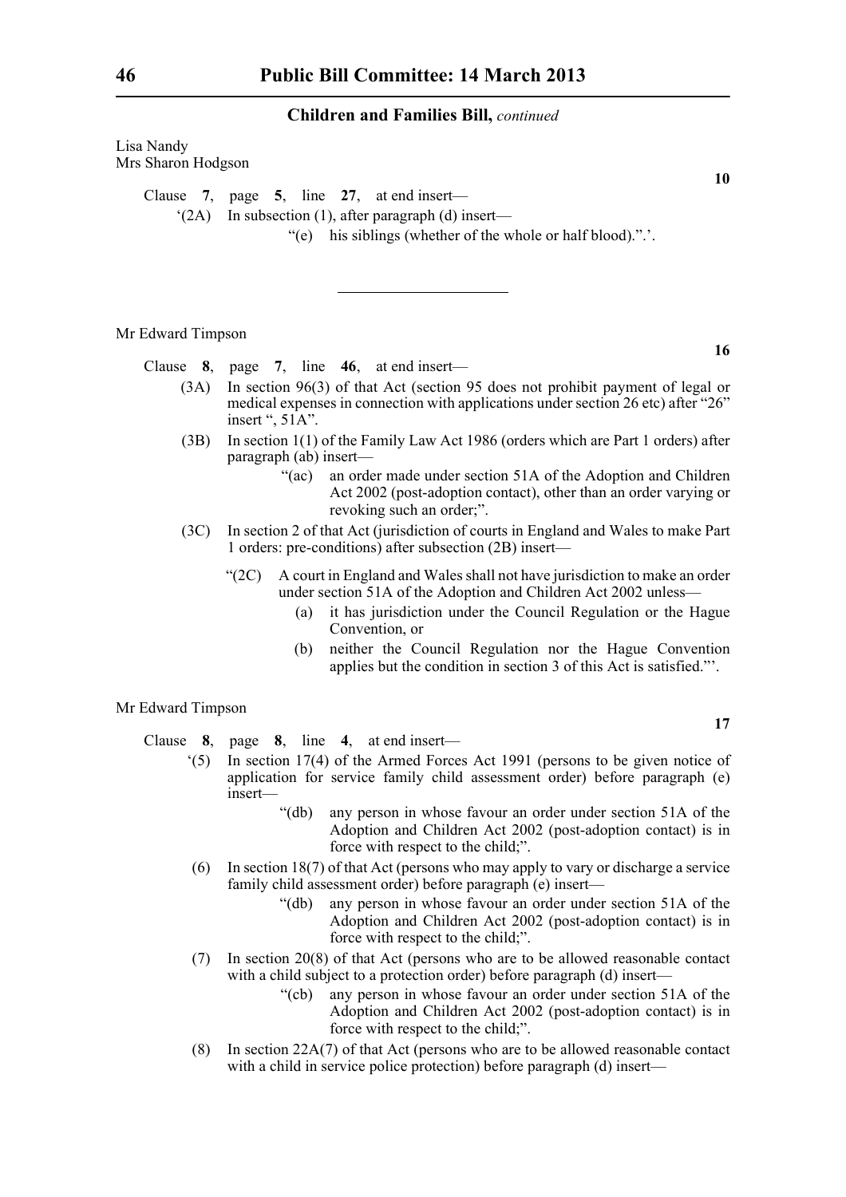Lisa Nandy
Mrs Sharon Hodgson

**10**

Clause **7**, page **5**, line **27**, at end insert—

'(2A) In subsection (1), after paragraph (d) insert—

"(e) his siblings (whether of the whole or half blood).".'.

---

Mr Edward Timpson

**16**

Clause **8**, page **7**, line **46**, at end insert—

(3A) In section 96(3) of that Act (section 95 does not prohibit payment of legal or medical expenses in connection with applications under section 26 etc) after "26" insert ", 51A".

(3B) In section 1(1) of the Family Law Act 1986 (orders which are Part 1 orders) after paragraph (ab) insert—

"(ac) an order made under section 51A of the Adoption and Children Act 2002 (post-adoption contact), other than an order varying or revoking such an order;".

(3C) In section 2 of that Act (jurisdiction of courts in England and Wales to make Part 1 orders: pre-conditions) after subsection (2B) insert—

"(2C) A court in England and Wales shall not have jurisdiction to make an order under section 51A of the Adoption and Children Act 2002 unless—

(a) it has jurisdiction under the Council Regulation or the Hague Convention, or

(b) neither the Council Regulation nor the Hague Convention applies but the condition in section 3 of this Act is satisfied."'.

Mr Edward Timpson

**17**

Clause **8**, page **8**, line **4**, at end insert—

'(5) In section 17(4) of the Armed Forces Act 1991 (persons to be given notice of application for service family child assessment order) before paragraph (e) insert—

"(db) any person in whose favour an order under section 51A of the Adoption and Children Act 2002 (post-adoption contact) is in force with respect to the child;".

(6) In section 18(7) of that Act (persons who may apply to vary or discharge a service family child assessment order) before paragraph (e) insert—

"(db) any person in whose favour an order under section 51A of the Adoption and Children Act 2002 (post-adoption contact) is in force with respect to the child;".

(7) In section 20(8) of that Act (persons who are to be allowed reasonable contact with a child subject to a protection order) before paragraph (d) insert—

"(cb) any person in whose favour an order under section 51A of the Adoption and Children Act 2002 (post-adoption contact) is in force with respect to the child;".

(8) In section 22A(7) of that Act (persons who are to be allowed reasonable contact with a child in service police protection) before paragraph (d) insert—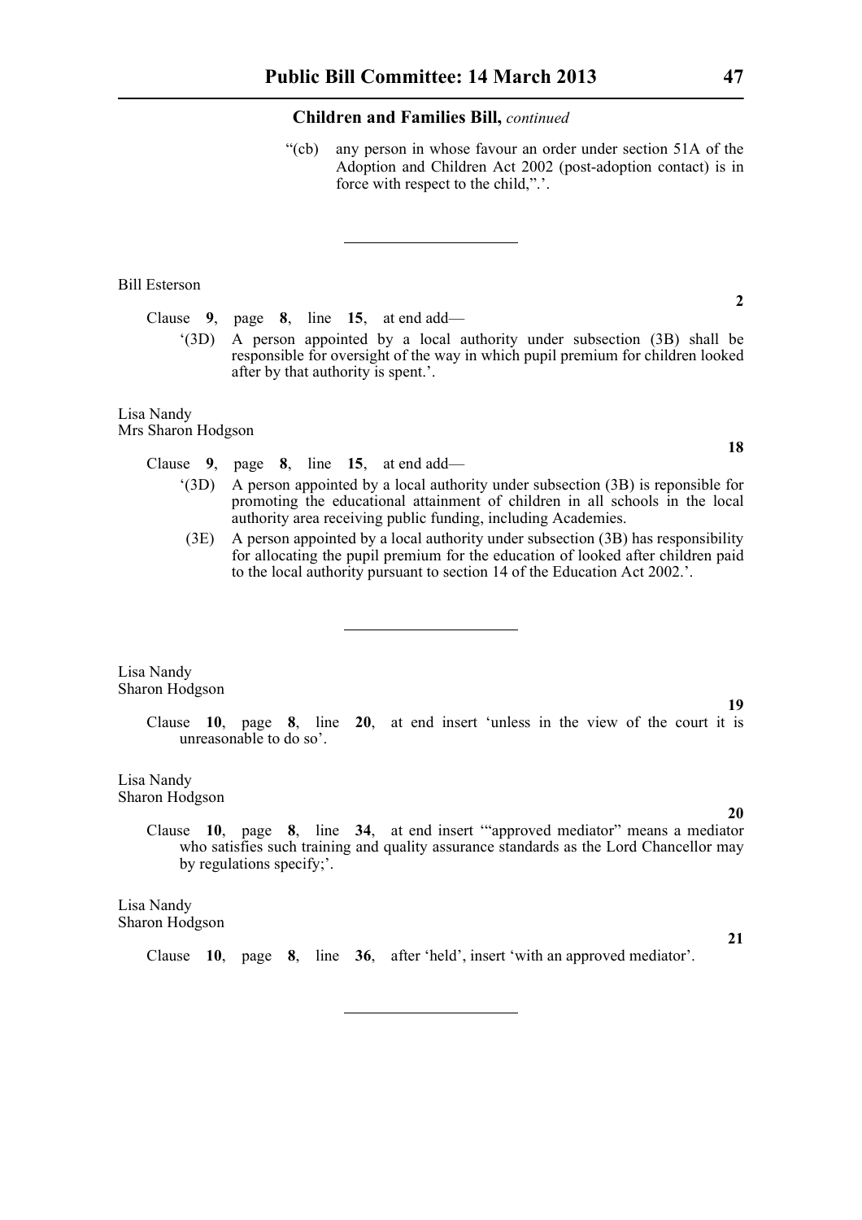**Children and Families Bill,** *continued*

"(cb) any person in whose favour an order under section 51A of the Adoption and Children Act 2002 (post-adoption contact) is in force with respect to the child,".'.

---

Bill Esterson

**2**

Clause **9**, page **8**, line **15**, at end add—

'(3D) A person appointed by a local authority under subsection (3B) shall be responsible for oversight of the way in which pupil premium for children looked after by that authority is spent.'.

Lisa Nandy
Mrs Sharon Hodgson

**18**

Clause **9**, page **8**, line **15**, at end add—

'(3D) A person appointed by a local authority under subsection (3B) is reponsible for promoting the educational attainment of children in all schools in the local authority area receiving public funding, including Academies.

(3E) A person appointed by a local authority under subsection (3B) has responsibility for allocating the pupil premium for the education of looked after children paid to the local authority pursuant to section 14 of the Education Act 2002.'.

---

Lisa Nandy
Sharon Hodgson

**19**

Clause **10**, page **8**, line **20**, at end insert 'unless in the view of the court it is unreasonable to do so'.

Lisa Nandy
Sharon Hodgson

**20**

Clause **10**, page **8**, line **34**, at end insert '"approved mediator" means a mediator who satisfies such training and quality assurance standards as the Lord Chancellor may by regulations specify;'.

Lisa Nandy
Sharon Hodgson

**21**

Clause **10**, page **8**, line **36**, after 'held', insert 'with an approved mediator'.

---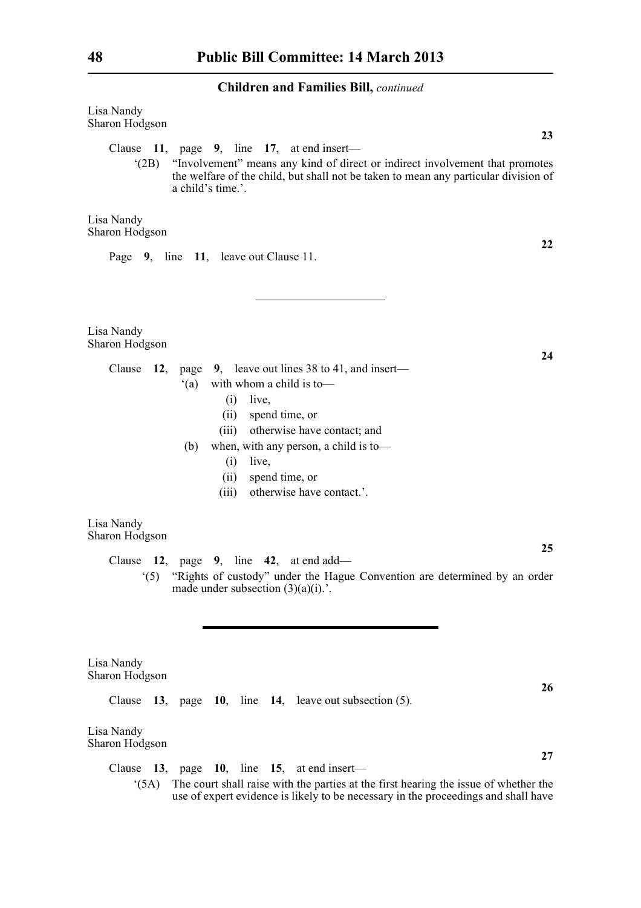**Children and Families Bill,** *continued*

Lisa Nandy
Sharon Hodgson

**23**

Clause **11**, page **9**, line **17**, at end insert—

'(2B) "Involvement" means any kind of direct or indirect involvement that promotes the welfare of the child, but shall not be taken to mean any particular division of a child's time.'.

Lisa Nandy
Sharon Hodgson

**22**

Page **9**, line **11**, leave out Clause 11.

---

Lisa Nandy
Sharon Hodgson

**24**

Clause **12**, page **9**, leave out lines 38 to 41, and insert—

'(a) with whom a child is to—
  (i) live,
  (ii) spend time, or
  (iii) otherwise have contact; and
(b) when, with any person, a child is to—
  (i) live,
  (ii) spend time, or
  (iii) otherwise have contact.'.

Lisa Nandy
Sharon Hodgson

**25**

Clause **12**, page **9**, line **42**, at end add—

'(5) "Rights of custody" under the Hague Convention are determined by an order made under subsection (3)(a)(i).'.

---

Lisa Nandy
Sharon Hodgson

**26**

Clause **13**, page **10**, line **14**, leave out subsection (5).

Lisa Nandy
Sharon Hodgson

**27**

Clause **13**, page **10**, line **15**, at end insert—

'(5A) The court shall raise with the parties at the first hearing the issue of whether the use of expert evidence is likely to be necessary in the proceedings and shall have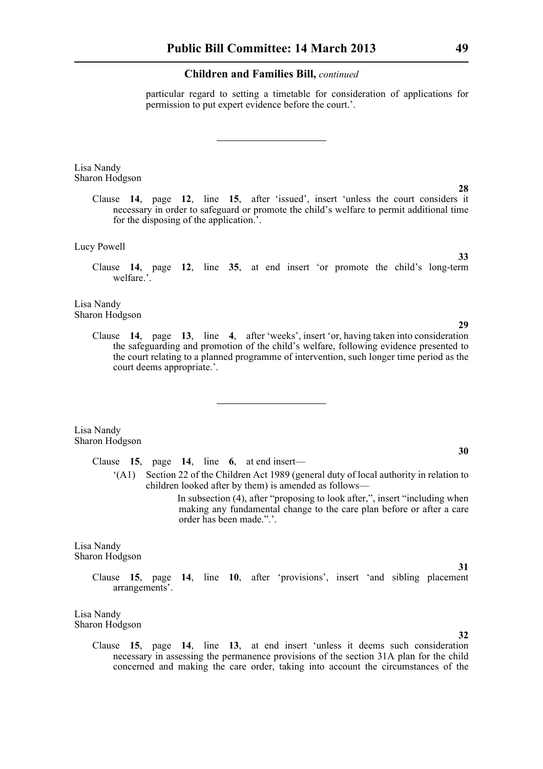particular regard to setting a timetable for consideration of applications for permission to put expert evidence before the court.'.

---

Lisa Nandy
Sharon Hodgson

**28**

Clause **14**, page **12**, line **15**, after 'issued', insert 'unless the court considers it necessary in order to safeguard or promote the child's welfare to permit additional time for the disposing of the application.'.

Lucy Powell

**33**

Clause **14**, page **12**, line **35**, at end insert 'or promote the child's long-term welfare.'.

Lisa Nandy
Sharon Hodgson

**29**

Clause **14**, page **13**, line **4**, after 'weeks', insert 'or, having taken into consideration the safeguarding and promotion of the child's welfare, following evidence presented to the court relating to a planned programme of intervention, such longer time period as the court deems appropriate.'.

---

Lisa Nandy
Sharon Hodgson

**30**

Clause **15**, page **14**, line **6**, at end insert—

'(A1) Section 22 of the Children Act 1989 (general duty of local authority in relation to children looked after by them) is amended as follows—

In subsection (4), after "proposing to look after,", insert "including when making any fundamental change to the care plan before or after a care order has been made.".'.

Lisa Nandy
Sharon Hodgson

**31**

Clause **15**, page **14**, line **10**, after 'provisions', insert 'and sibling placement arrangements'.

Lisa Nandy
Sharon Hodgson

**32**

Clause **15**, page **14**, line **13**, at end insert 'unless it deems such consideration necessary in assessing the permanence provisions of the section 31A plan for the child concerned and making the care order, taking into account the circumstances of the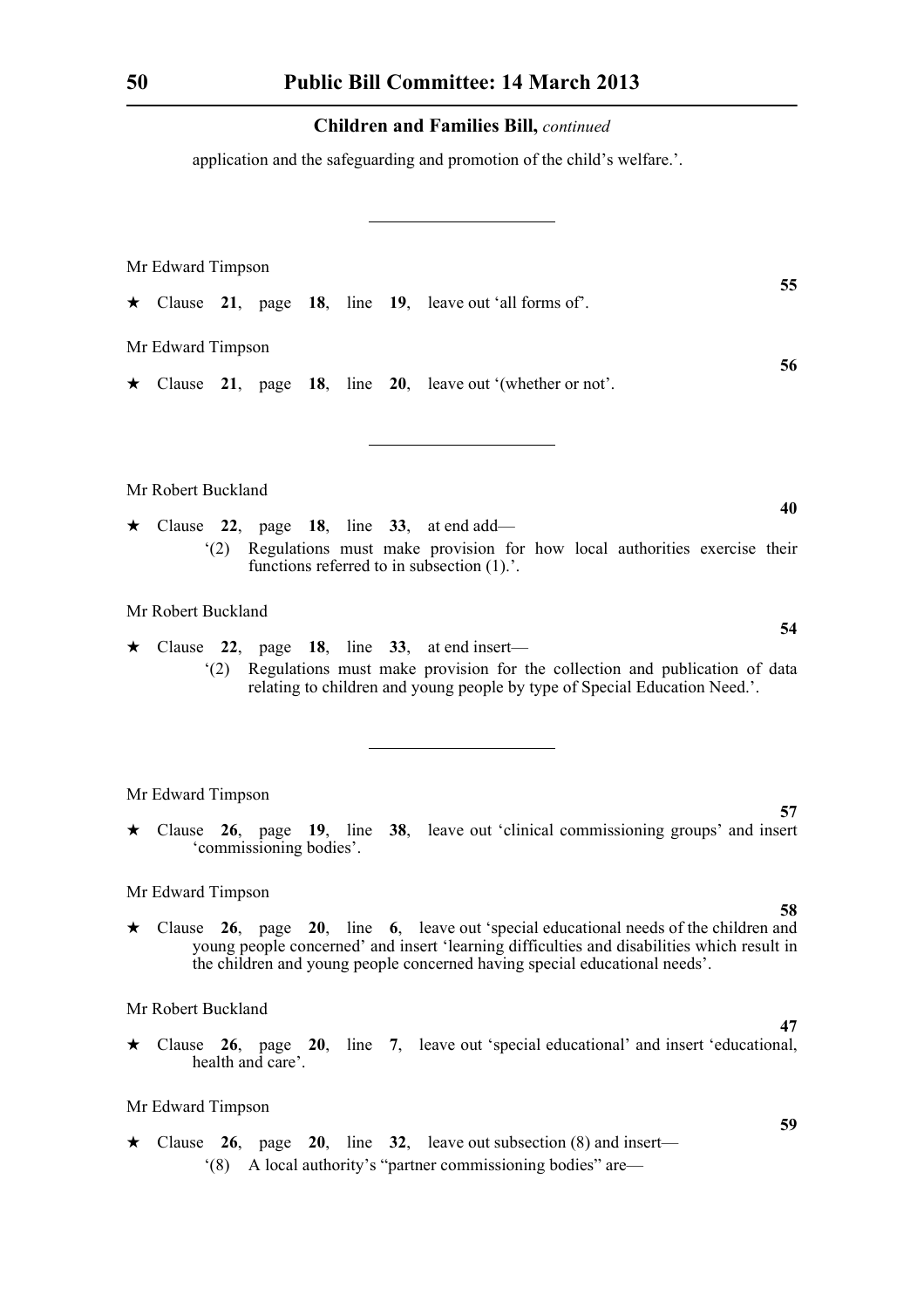application and the safeguarding and promotion of the child's welfare.'.

---

Mr Edward Timpson

**55**

★ Clause **21**, page **18**, line **19**, leave out 'all forms of'.

Mr Edward Timpson

**56**

★ Clause **21**, page **18**, line **20**, leave out '(whether or not'.

---

Mr Robert Buckland

**40**

★ Clause **22**, page **18**, line **33**, at end add—

'(2) Regulations must make provision for how local authorities exercise their functions referred to in subsection (1).'.

Mr Robert Buckland

**54**

★ Clause **22**, page **18**, line **33**, at end insert—

'(2) Regulations must make provision for the collection and publication of data relating to children and young people by type of Special Education Need.'.

---

Mr Edward Timpson

**57**

★ Clause **26**, page **19**, line **38**, leave out 'clinical commissioning groups' and insert 'commissioning bodies'.

Mr Edward Timpson

**58**

★ Clause **26**, page **20**, line **6**, leave out 'special educational needs of the children and young people concerned' and insert 'learning difficulties and disabilities which result in the children and young people concerned having special educational needs'.

Mr Robert Buckland

**47**

★ Clause **26**, page **20**, line **7**, leave out 'special educational' and insert 'educational, health and care'.

Mr Edward Timpson

**59**

★ Clause **26**, page **20**, line **32**, leave out subsection (8) and insert—

'(8) A local authority's "partner commissioning bodies" are—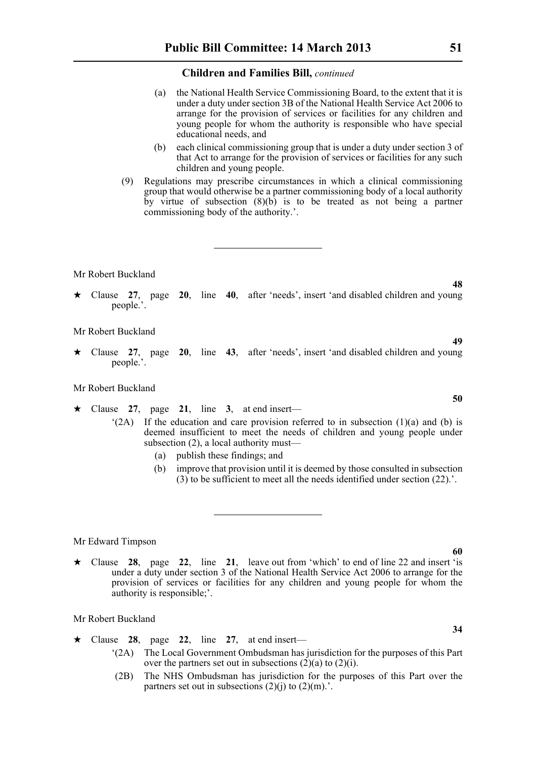## Children and Families Bill, *continued*

(a) the National Health Service Commissioning Board, to the extent that it is under a duty under section 3B of the National Health Service Act 2006 to arrange for the provision of services or facilities for any children and young people for whom the authority is responsible who have special educational needs, and

(b) each clinical commissioning group that is under a duty under section 3 of that Act to arrange for the provision of services or facilities for any such children and young people.

(9) Regulations may prescribe circumstances in which a clinical commissioning group that would otherwise be a partner commissioning body of a local authority by virtue of subsection (8)(b) is to be treated as not being a partner commissioning body of the authority.'.

---

Mr Robert Buckland

**48**

★ Clause **27**, page **20**, line **40**, after 'needs', insert 'and disabled children and young people.'.

Mr Robert Buckland

**49**

★ Clause **27**, page **20**, line **43**, after 'needs', insert 'and disabled children and young people.'.

Mr Robert Buckland

**50**

★ Clause **27**, page **21**, line **3**, at end insert—

'(2A) If the education and care provision referred to in subsection (1)(a) and (b) is deemed insufficient to meet the needs of children and young people under subsection (2), a local authority must—

(a) publish these findings; and

(b) improve that provision until it is deemed by those consulted in subsection (3) to be sufficient to meet all the needs identified under section (22).'.

---

Mr Edward Timpson

**60**

★ Clause **28**, page **22**, line **21**, leave out from 'which' to end of line 22 and insert 'is under a duty under section 3 of the National Health Service Act 2006 to arrange for the provision of services or facilities for any children and young people for whom the authority is responsible;'.

Mr Robert Buckland

**34**

★ Clause **28**, page **22**, line **27**, at end insert—

'(2A) The Local Government Ombudsman has jurisdiction for the purposes of this Part over the partners set out in subsections (2)(a) to (2)(i).

(2B) The NHS Ombudsman has jurisdiction for the purposes of this Part over the partners set out in subsections (2)(j) to (2)(m).'.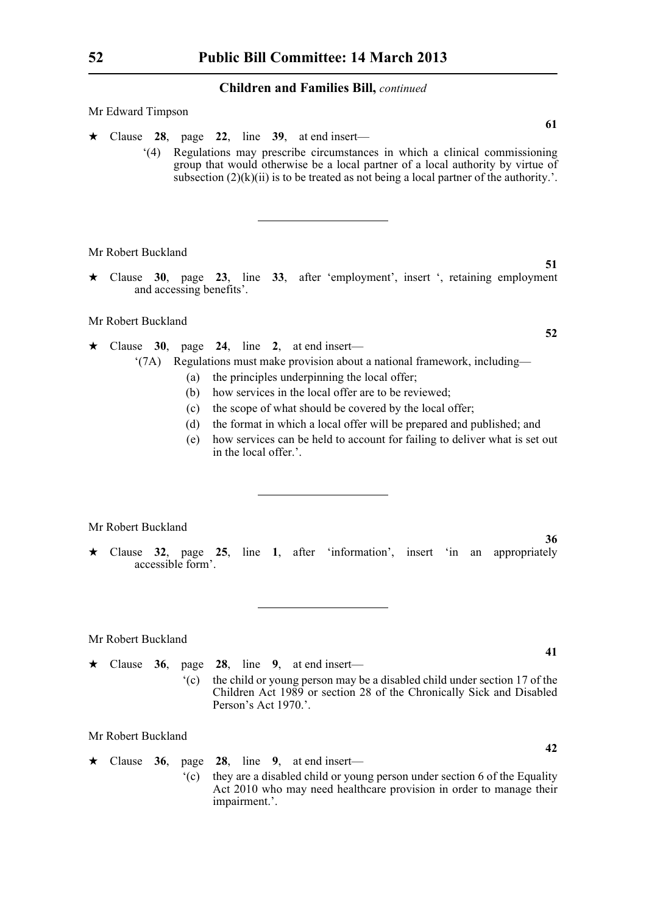**Children and Families Bill,** *continued*

Mr Edward Timpson

**61**

★ Clause **28**, page **22**, line **39**, at end insert—

'(4) Regulations may prescribe circumstances in which a clinical commissioning group that would otherwise be a local partner of a local authority by virtue of subsection (2)(k)(ii) is to be treated as not being a local partner of the authority.'.

---

Mr Robert Buckland

**51**

★ Clause **30**, page **23**, line **33**, after 'employment', insert ', retaining employment and accessing benefits'.

Mr Robert Buckland

**52**

★ Clause **30**, page **24**, line **2**, at end insert—

'(7A) Regulations must make provision about a national framework, including—

(a) the principles underpinning the local offer;

(b) how services in the local offer are to be reviewed;

(c) the scope of what should be covered by the local offer;

(d) the format in which a local offer will be prepared and published; and

(e) how services can be held to account for failing to deliver what is set out in the local offer.'.

---

Mr Robert Buckland

**36**

★ Clause **32**, page **25**, line **1**, after 'information', insert 'in an appropriately accessible form'.

---

Mr Robert Buckland

**41**

★ Clause **36**, page **28**, line **9**, at end insert—

'(c) the child or young person may be a disabled child under section 17 of the Children Act 1989 or section 28 of the Chronically Sick and Disabled Person's Act 1970.'.

Mr Robert Buckland

**42**

★ Clause **36**, page **28**, line **9**, at end insert—

'(c) they are a disabled child or young person under section 6 of the Equality Act 2010 who may need healthcare provision in order to manage their impairment.'.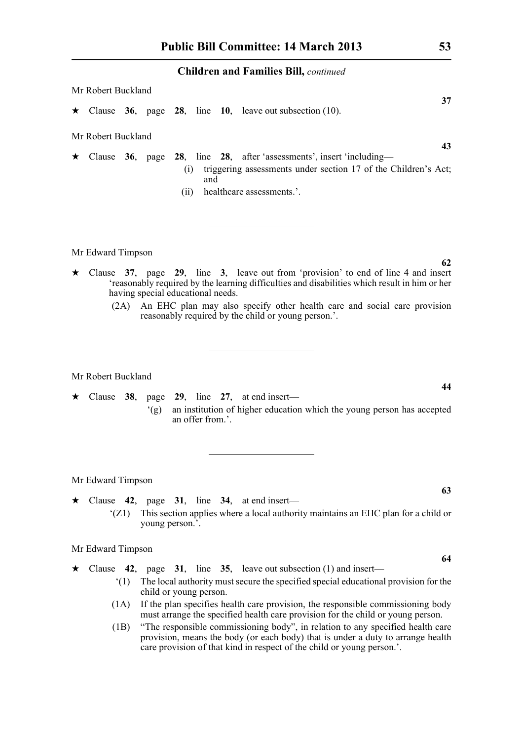**Children and Families Bill,** *continued*

Mr Robert Buckland

**37**

★ Clause **36**, page **28**, line **10**, leave out subsection (10).

Mr Robert Buckland

**43**

★ Clause **36**, page **28**, line **28**, after 'assessments', insert 'including—

(i) triggering assessments under section 17 of the Children's Act; and

(ii) healthcare assessments.'.

---

Mr Edward Timpson

**62**

★ Clause **37**, page **29**, line **3**, leave out from 'provision' to end of line 4 and insert 'reasonably required by the learning difficulties and disabilities which result in him or her having special educational needs.

(2A) An EHC plan may also specify other health care and social care provision reasonably required by the child or young person.'.

---

Mr Robert Buckland

**44**

★ Clause **38**, page **29**, line **27**, at end insert—

'(g) an institution of higher education which the young person has accepted an offer from.'.

---

Mr Edward Timpson

**63**

★ Clause **42**, page **31**, line **34**, at end insert—

'(Z1) This section applies where a local authority maintains an EHC plan for a child or young person.'.

Mr Edward Timpson

**64**

★ Clause **42**, page **31**, line **35**, leave out subsection (1) and insert—

'(1) The local authority must secure the specified special educational provision for the child or young person.

(1A) If the plan specifies health care provision, the responsible commissioning body must arrange the specified health care provision for the child or young person.

(1B) "The responsible commissioning body", in relation to any specified health care provision, means the body (or each body) that is under a duty to arrange health care provision of that kind in respect of the child or young person.'.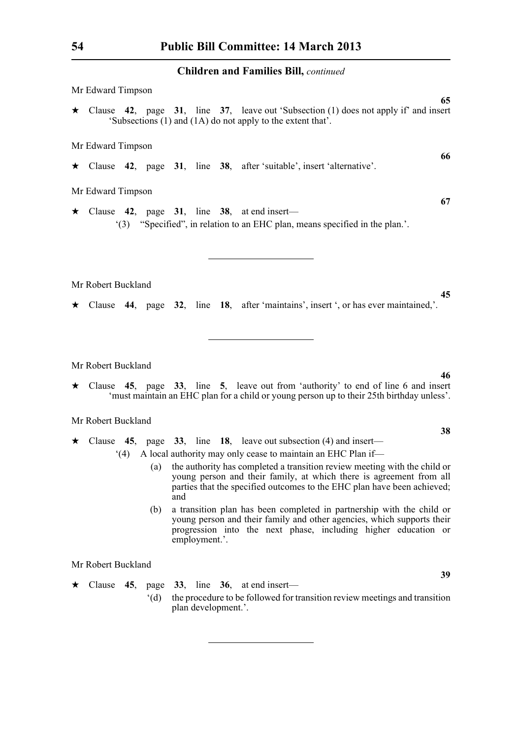## Children and Families Bill, *continued*

Mr Edward Timpson

**65**

★ Clause **42**, page **31**, line **37**, leave out 'Subsection (1) does not apply if' and insert 'Subsections (1) and (1A) do not apply to the extent that'.

Mr Edward Timpson

**66**

★ Clause **42**, page **31**, line **38**, after 'suitable', insert 'alternative'.

Mr Edward Timpson

**67**

★ Clause **42**, page **31**, line **38**, at end insert—

'(3) "Specified", in relation to an EHC plan, means specified in the plan.'.

---

Mr Robert Buckland

**45**

★ Clause **44**, page **32**, line **18**, after 'maintains', insert ', or has ever maintained,'.

---

Mr Robert Buckland

**46**

★ Clause **45**, page **33**, line **5**, leave out from 'authority' to end of line 6 and insert 'must maintain an EHC plan for a child or young person up to their 25th birthday unless'.

Mr Robert Buckland

**38**

★ Clause **45**, page **33**, line **18**, leave out subsection (4) and insert—

'(4) A local authority may only cease to maintain an EHC Plan if—

(a) the authority has completed a transition review meeting with the child or young person and their family, at which there is agreement from all parties that the specified outcomes to the EHC plan have been achieved; and

(b) a transition plan has been completed in partnership with the child or young person and their family and other agencies, which supports their progression into the next phase, including higher education or employment.'.

Mr Robert Buckland

**39**

★ Clause **45**, page **33**, line **36**, at end insert—

'(d) the procedure to be followed for transition review meetings and transition plan development.'.

---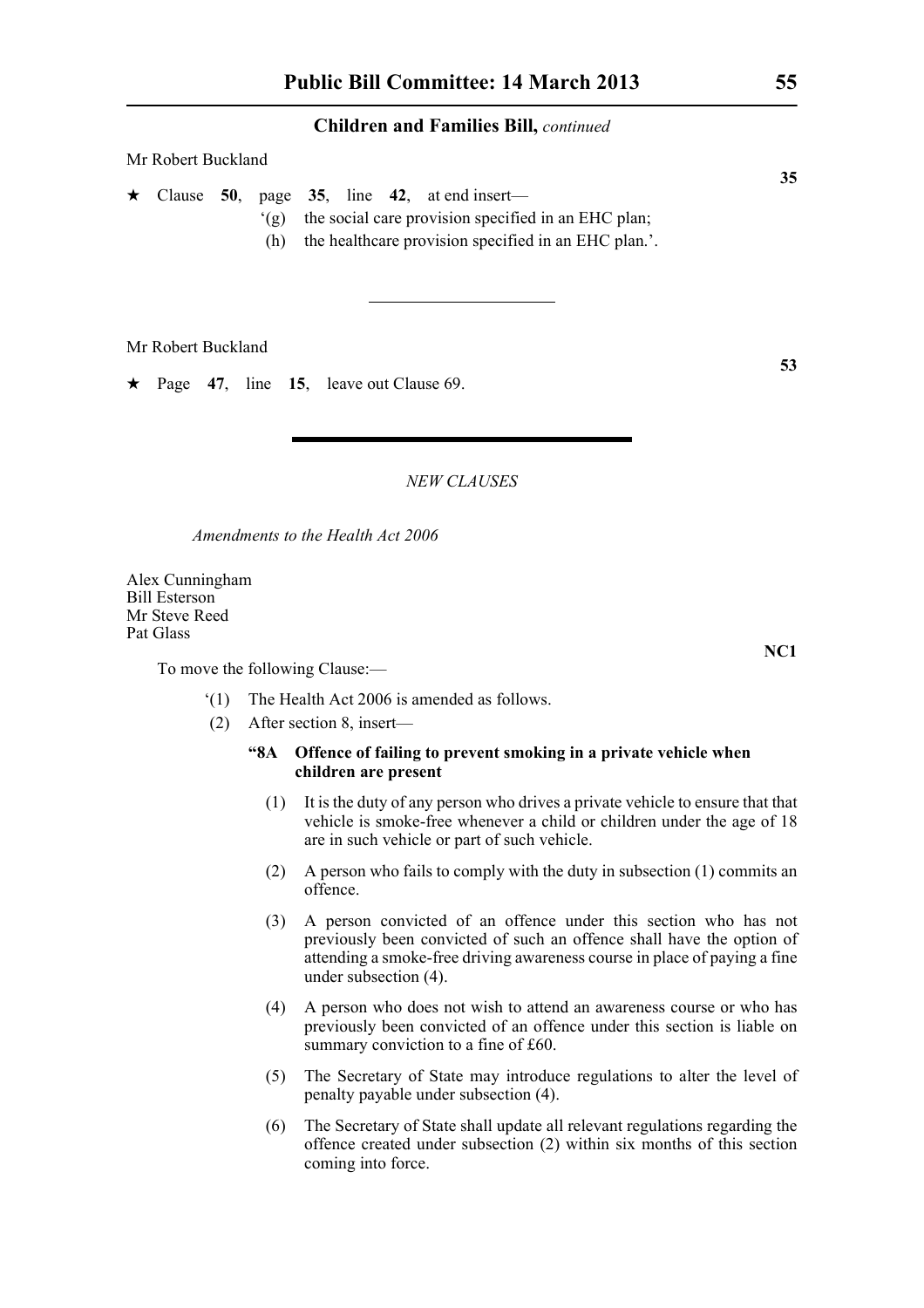Mr Robert Buckland

**35**

★ Clause **50**, page **35**, line **42**, at end insert—

'(g) the social care provision specified in an EHC plan;

(h) the healthcare provision specified in an EHC plan.'.

---

Mr Robert Buckland

**53**

★ Page **47**, line **15**, leave out Clause 69.

---

*NEW CLAUSES*

*Amendments to the Health Act 2006*

Alex Cunningham
Bill Esterson
Mr Steve Reed
Pat Glass

**NC1**

To move the following Clause:—

'(1) The Health Act 2006 is amended as follows.

(2) After section 8, insert—

**"8A Offence of failing to prevent smoking in a private vehicle when children are present**

(1) It is the duty of any person who drives a private vehicle to ensure that that vehicle is smoke-free whenever a child or children under the age of 18 are in such vehicle or part of such vehicle.

(2) A person who fails to comply with the duty in subsection (1) commits an offence.

(3) A person convicted of an offence under this section who has not previously been convicted of such an offence shall have the option of attending a smoke-free driving awareness course in place of paying a fine under subsection (4).

(4) A person who does not wish to attend an awareness course or who has previously been convicted of an offence under this section is liable on summary conviction to a fine of £60.

(5) The Secretary of State may introduce regulations to alter the level of penalty payable under subsection (4).

(6) The Secretary of State shall update all relevant regulations regarding the offence created under subsection (2) within six months of this section coming into force.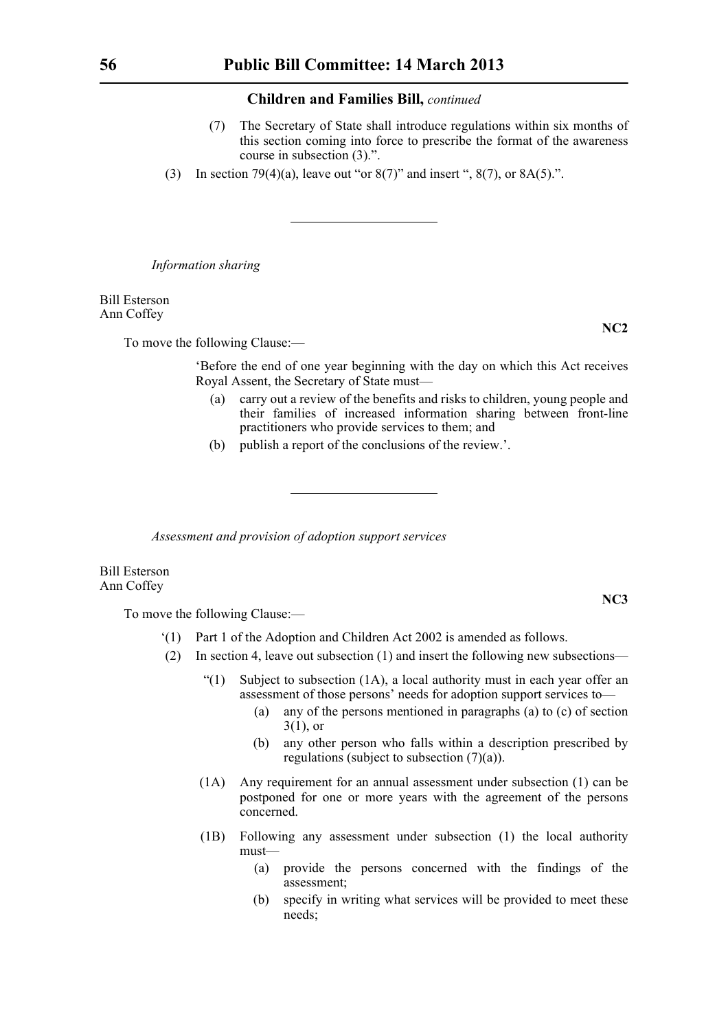**Children and Families Bill,** *continued*

(7) The Secretary of State shall introduce regulations within six months of this section coming into force to prescribe the format of the awareness course in subsection (3).".

(3) In section 79(4)(a), leave out "or 8(7)" and insert ", 8(7), or 8A(5).".

---

*Information sharing*

Bill Esterson
Ann Coffey

**NC2**

To move the following Clause:—

'Before the end of one year beginning with the day on which this Act receives Royal Assent, the Secretary of State must—

(a) carry out a review of the benefits and risks to children, young people and their families of increased information sharing between front-line practitioners who provide services to them; and

(b) publish a report of the conclusions of the review.'.

---

*Assessment and provision of adoption support services*

Bill Esterson
Ann Coffey

**NC3**

To move the following Clause:—

'(1) Part 1 of the Adoption and Children Act 2002 is amended as follows.

(2) In section 4, leave out subsection (1) and insert the following new subsections—

"(1) Subject to subsection (1A), a local authority must in each year offer an assessment of those persons' needs for adoption support services to—

(a) any of the persons mentioned in paragraphs (a) to (c) of section 3(1), or

(b) any other person who falls within a description prescribed by regulations (subject to subsection (7)(a)).

(1A) Any requirement for an annual assessment under subsection (1) can be postponed for one or more years with the agreement of the persons concerned.

(1B) Following any assessment under subsection (1) the local authority must—

(a) provide the persons concerned with the findings of the assessment;

(b) specify in writing what services will be provided to meet these needs;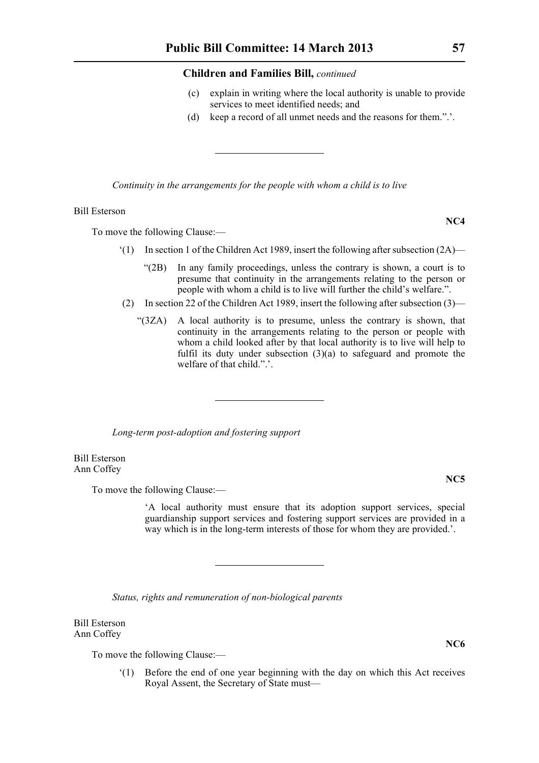**Children and Families Bill,** *continued*

(c) explain in writing where the local authority is unable to provide services to meet identified needs; and

(d) keep a record of all unmet needs and the reasons for them.”.’.

---

*Continuity in the arrangements for the people with whom a child is to live*

Bill Esterson

**NC4**

To move the following Clause:—

‘(1) In section 1 of the Children Act 1989, insert the following after subsection (2A)—

“(2B) In any family proceedings, unless the contrary is shown, a court is to presume that continuity in the arrangements relating to the person or people with whom a child is to live will further the child’s welfare.”.

(2) In section 22 of the Children Act 1989, insert the following after subsection (3)—

“(3ZA) A local authority is to presume, unless the contrary is shown, that continuity in the arrangements relating to the person or people with whom a child looked after by that local authority is to live will help to fulfil its duty under subsection (3)(a) to safeguard and promote the welfare of that child.”.’.

---

*Long-term post-adoption and fostering support*

Bill Esterson
Ann Coffey

**NC5**

To move the following Clause:—

‘A local authority must ensure that its adoption support services, special guardianship support services and fostering support services are provided in a way which is in the long-term interests of those for whom they are provided.’.

---

*Status, rights and remuneration of non-biological parents*

Bill Esterson
Ann Coffey

**NC6**

To move the following Clause:—

‘(1) Before the end of one year beginning with the day on which this Act receives Royal Assent, the Secretary of State must—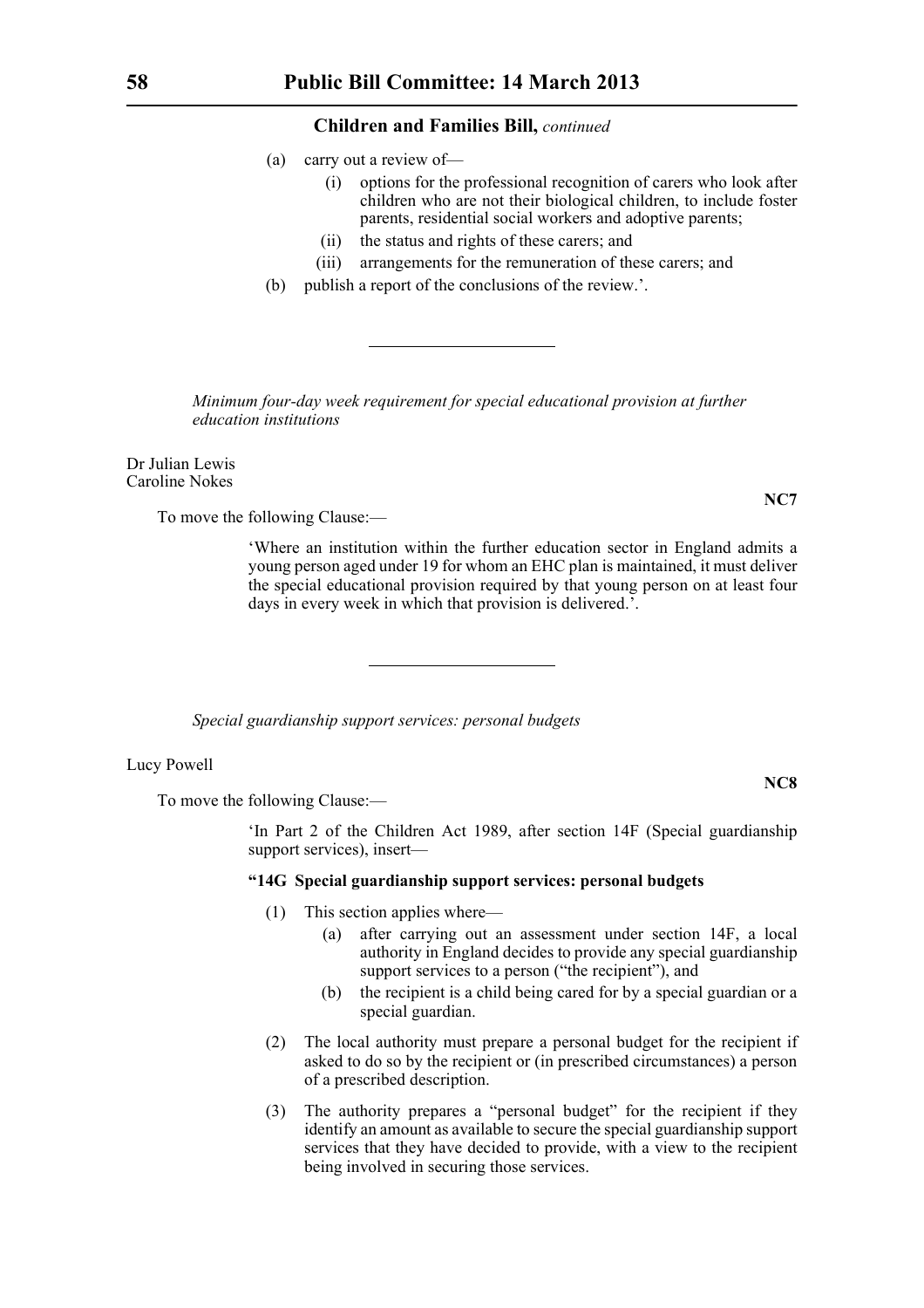**Children and Families Bill,** *continued*

(a) carry out a review of—

(i) options for the professional recognition of carers who look after children who are not their biological children, to include foster parents, residential social workers and adoptive parents;

(ii) the status and rights of these carers; and

(iii) arrangements for the remuneration of these carers; and

(b) publish a report of the conclusions of the review.'.

---

*Minimum four-day week requirement for special educational provision at further education institutions*

Dr Julian Lewis
Caroline Nokes

**NC7**

To move the following Clause:—

'Where an institution within the further education sector in England admits a young person aged under 19 for whom an EHC plan is maintained, it must deliver the special educational provision required by that young person on at least four days in every week in which that provision is delivered.'.

---

*Special guardianship support services: personal budgets*

Lucy Powell

**NC8**

To move the following Clause:—

'In Part 2 of the Children Act 1989, after section 14F (Special guardianship support services), insert—

**"14G Special guardianship support services: personal budgets**

(1) This section applies where—

(a) after carrying out an assessment under section 14F, a local authority in England decides to provide any special guardianship support services to a person ("the recipient"), and

(b) the recipient is a child being cared for by a special guardian or a special guardian.

(2) The local authority must prepare a personal budget for the recipient if asked to do so by the recipient or (in prescribed circumstances) a person of a prescribed description.

(3) The authority prepares a "personal budget" for the recipient if they identify an amount as available to secure the special guardianship support services that they have decided to provide, with a view to the recipient being involved in securing those services.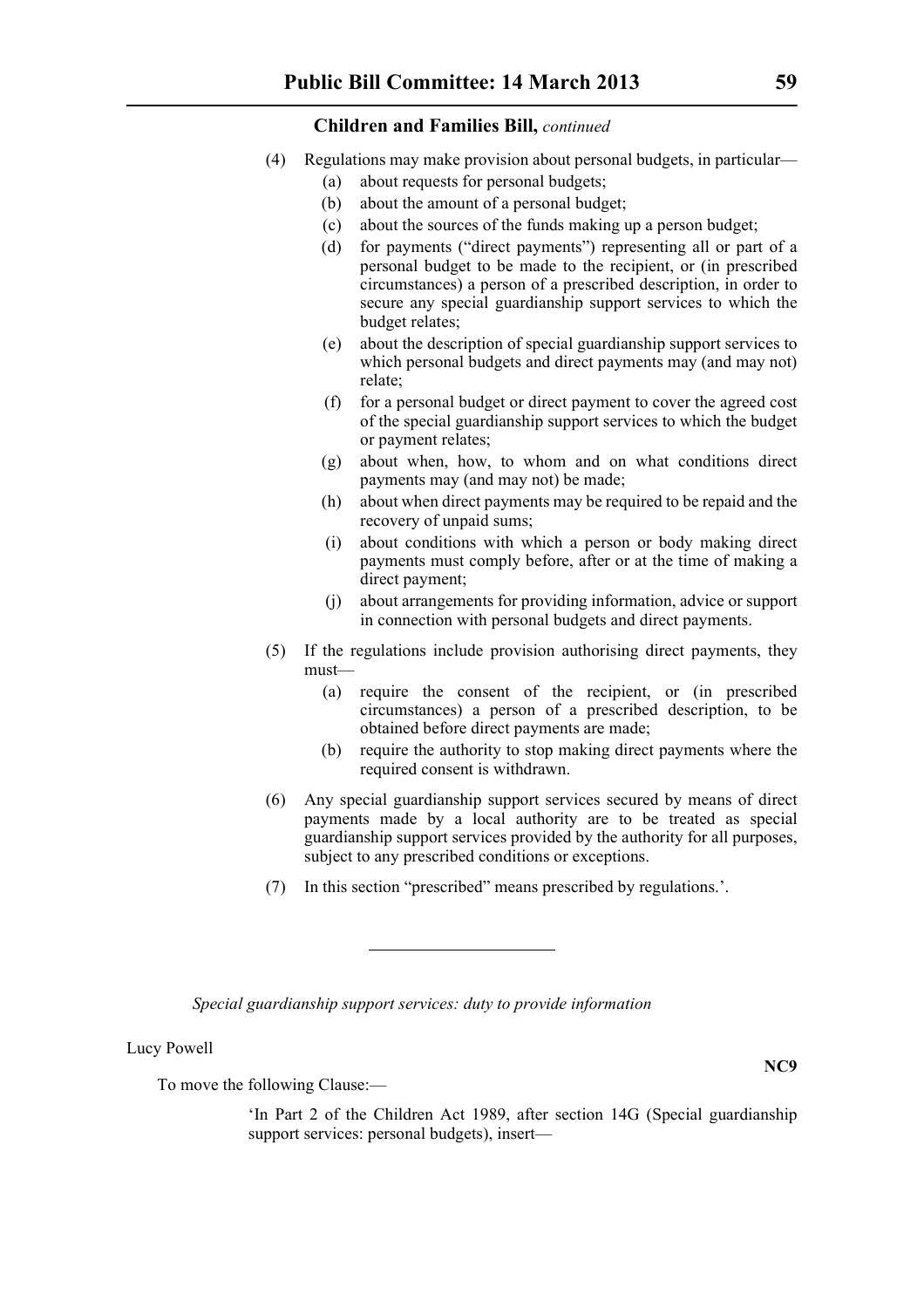**Children and Families Bill,** *continued*

(4) Regulations may make provision about personal budgets, in particular—

(a) about requests for personal budgets;

(b) about the amount of a personal budget;

(c) about the sources of the funds making up a person budget;

(d) for payments ("direct payments") representing all or part of a personal budget to be made to the recipient, or (in prescribed circumstances) a person of a prescribed description, in order to secure any special guardianship support services to which the budget relates;

(e) about the description of special guardianship support services to which personal budgets and direct payments may (and may not) relate;

(f) for a personal budget or direct payment to cover the agreed cost of the special guardianship support services to which the budget or payment relates;

(g) about when, how, to whom and on what conditions direct payments may (and may not) be made;

(h) about when direct payments may be required to be repaid and the recovery of unpaid sums;

(i) about conditions with which a person or body making direct payments must comply before, after or at the time of making a direct payment;

(j) about arrangements for providing information, advice or support in connection with personal budgets and direct payments.

(5) If the regulations include provision authorising direct payments, they must—

(a) require the consent of the recipient, or (in prescribed circumstances) a person of a prescribed description, to be obtained before direct payments are made;

(b) require the authority to stop making direct payments where the required consent is withdrawn.

(6) Any special guardianship support services secured by means of direct payments made by a local authority are to be treated as special guardianship support services provided by the authority for all purposes, subject to any prescribed conditions or exceptions.

(7) In this section "prescribed" means prescribed by regulations.'.

---

*Special guardianship support services: duty to provide information*

Lucy Powell

**NC9**

To move the following Clause:—

'In Part 2 of the Children Act 1989, after section 14G (Special guardianship support services: personal budgets), insert—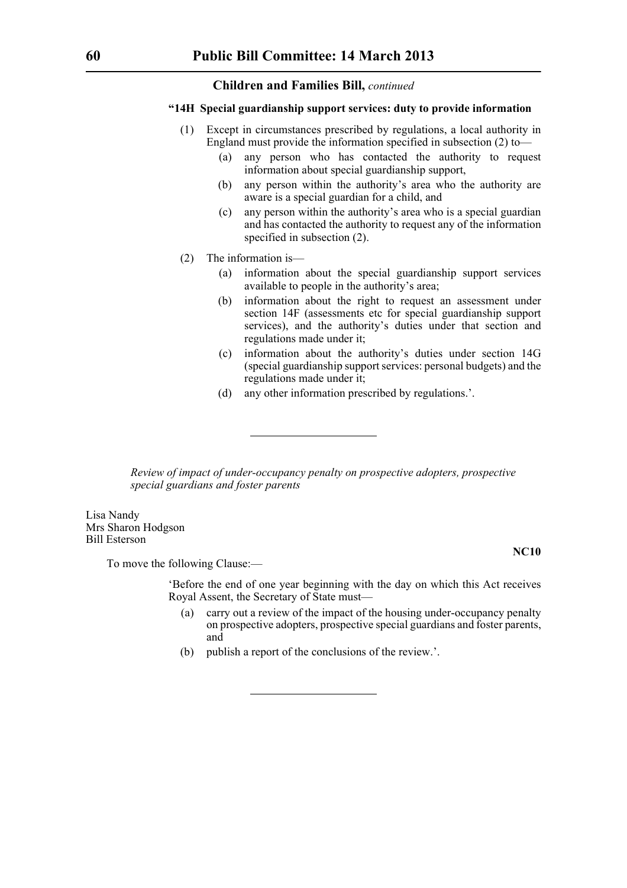**Children and Families Bill,** *continued*

**"14H Special guardianship support services: duty to provide information**

(1) Except in circumstances prescribed by regulations, a local authority in England must provide the information specified in subsection (2) to—

(a) any person who has contacted the authority to request information about special guardianship support,

(b) any person within the authority's area who the authority are aware is a special guardian for a child, and

(c) any person within the authority's area who is a special guardian and has contacted the authority to request any of the information specified in subsection (2).

(2) The information is—

(a) information about the special guardianship support services available to people in the authority's area;

(b) information about the right to request an assessment under section 14F (assessments etc for special guardianship support services), and the authority's duties under that section and regulations made under it;

(c) information about the authority's duties under section 14G (special guardianship support services: personal budgets) and the regulations made under it;

(d) any other information prescribed by regulations.'.

---

*Review of impact of under-occupancy penalty on prospective adopters, prospective special guardians and foster parents*

Lisa Nandy
Mrs Sharon Hodgson
Bill Esterson

**NC10**

To move the following Clause:—

'Before the end of one year beginning with the day on which this Act receives Royal Assent, the Secretary of State must—

(a) carry out a review of the impact of the housing under-occupancy penalty on prospective adopters, prospective special guardians and foster parents, and

(b) publish a report of the conclusions of the review.'.

---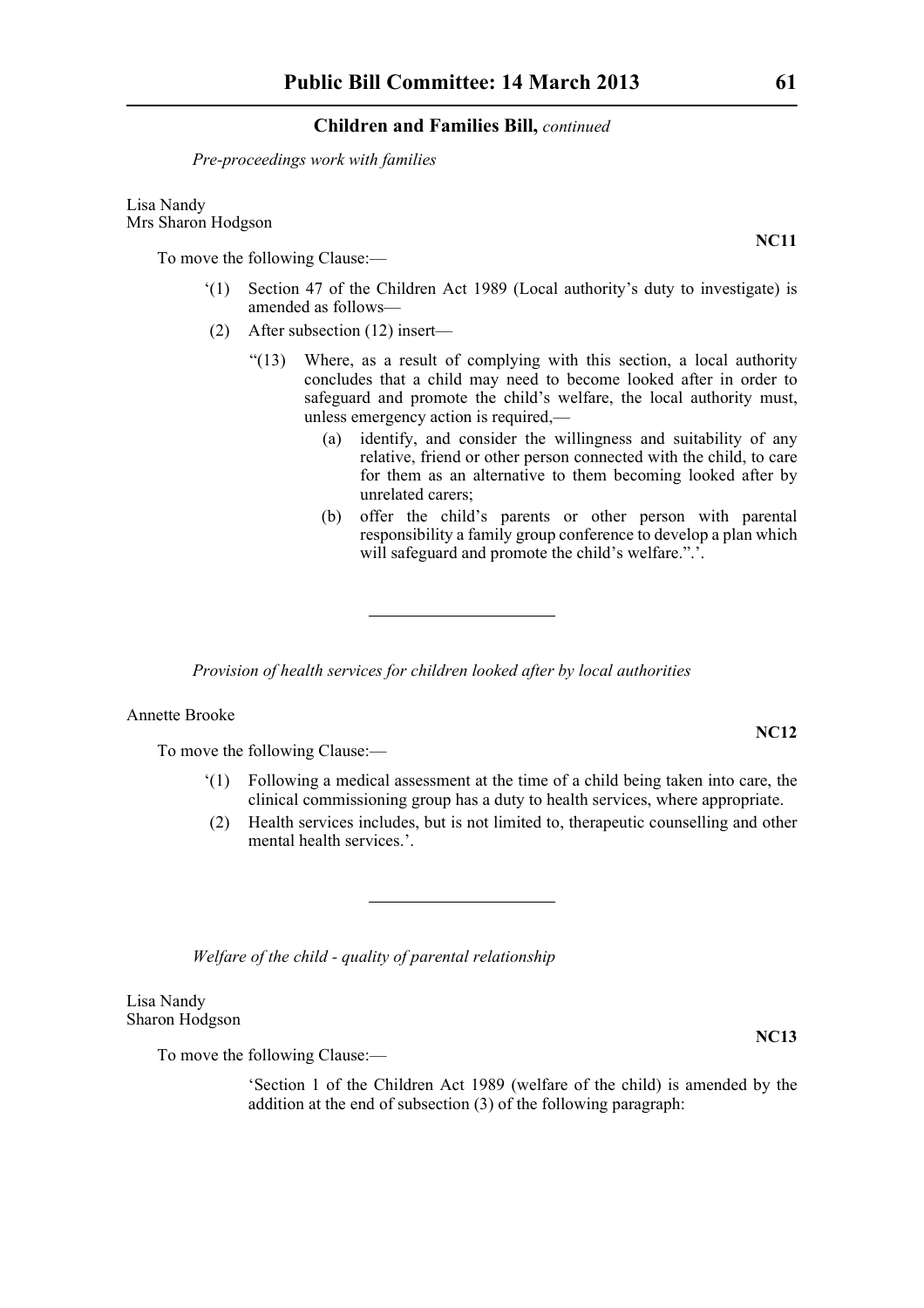*Pre-proceedings work with families*

Lisa Nandy
Mrs Sharon Hodgson

**NC11**

To move the following Clause:—

‘(1) Section 47 of the Children Act 1989 (Local authority’s duty to investigate) is amended as follows—

(2) After subsection (12) insert—

“(13) Where, as a result of complying with this section, a local authority concludes that a child may need to become looked after in order to safeguard and promote the child’s welfare, the local authority must, unless emergency action is required,—

(a) identify, and consider the willingness and suitability of any relative, friend or other person connected with the child, to care for them as an alternative to them becoming looked after by unrelated carers;

(b) offer the child’s parents or other person with parental responsibility a family group conference to develop a plan which will safeguard and promote the child’s welfare.”.’.

---

*Provision of health services for children looked after by local authorities*

Annette Brooke

**NC12**

To move the following Clause:—

‘(1) Following a medical assessment at the time of a child being taken into care, the clinical commissioning group has a duty to health services, where appropriate.

(2) Health services includes, but is not limited to, therapeutic counselling and other mental health services.’.

---

*Welfare of the child - quality of parental relationship*

Lisa Nandy
Sharon Hodgson

**NC13**

To move the following Clause:—

‘Section 1 of the Children Act 1989 (welfare of the child) is amended by the addition at the end of subsection (3) of the following paragraph: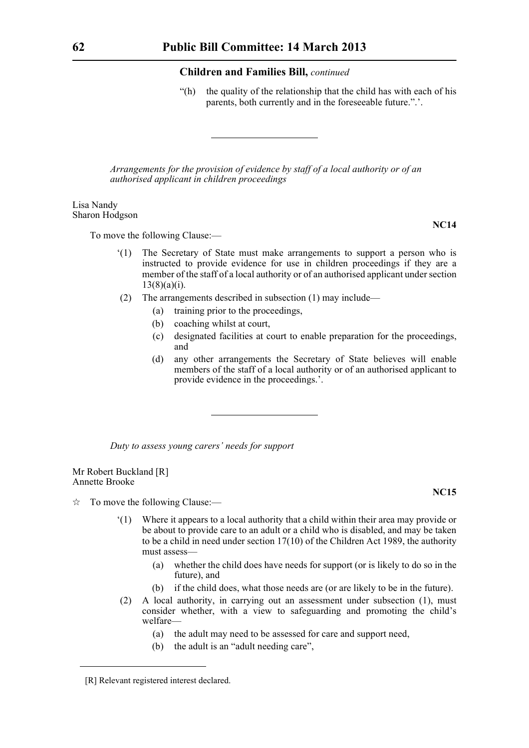## Children and Families Bill, *continued*

"(h) the quality of the relationship that the child has with each of his parents, both currently and in the foreseeable future.".'.

---

*Arrangements for the provision of evidence by staff of a local authority or of an authorised applicant in children proceedings*

Lisa Nandy
Sharon Hodgson

**NC14**

To move the following Clause:—

'(1) The Secretary of State must make arrangements to support a person who is instructed to provide evidence for use in children proceedings if they are a member of the staff of a local authority or of an authorised applicant under section 13(8)(a)(i).

(2) The arrangements described in subsection (1) may include—

(a) training prior to the proceedings,

(b) coaching whilst at court,

(c) designated facilities at court to enable preparation for the proceedings, and

(d) any other arrangements the Secretary of State believes will enable members of the staff of a local authority or of an authorised applicant to provide evidence in the proceedings.'.

---

*Duty to assess young carers' needs for support*

Mr Robert Buckland [R]
Annette Brooke

**NC15**

☆ To move the following Clause:—

'(1) Where it appears to a local authority that a child within their area may provide or be about to provide care to an adult or a child who is disabled, and may be taken to be a child in need under section 17(10) of the Children Act 1989, the authority must assess—

(a) whether the child does have needs for support (or is likely to do so in the future), and

(b) if the child does, what those needs are (or are likely to be in the future).

(2) A local authority, in carrying out an assessment under subsection (1), must consider whether, with a view to safeguarding and promoting the child's welfare—

(a) the adult may need to be assessed for care and support need,

(b) the adult is an "adult needing care",

---

[R] Relevant registered interest declared.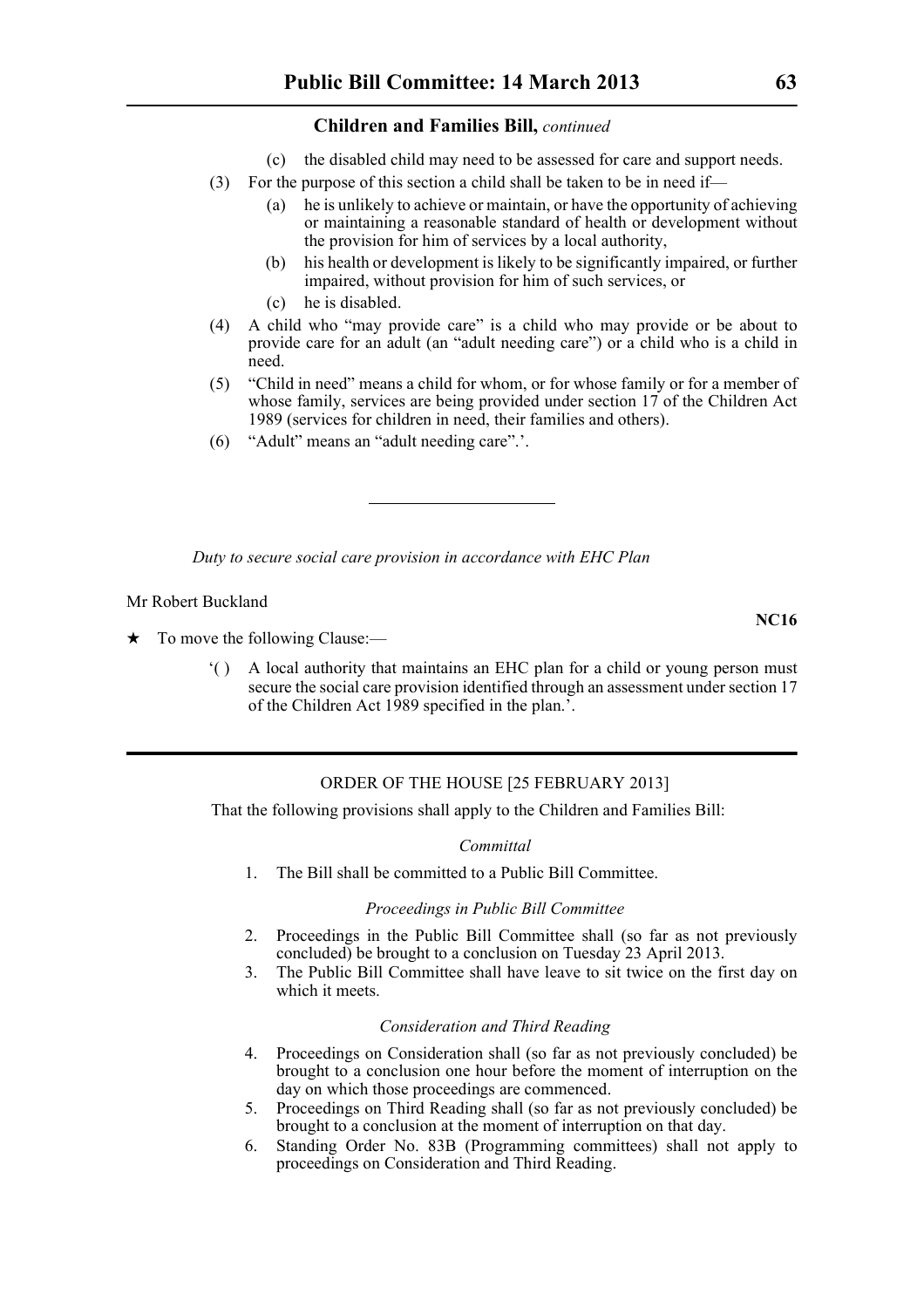(c) the disabled child may need to be assessed for care and support needs.

(3) For the purpose of this section a child shall be taken to be in need if—

(a) he is unlikely to achieve or maintain, or have the opportunity of achieving or maintaining a reasonable standard of health or development without the provision for him of services by a local authority,

(b) his health or development is likely to be significantly impaired, or further impaired, without provision for him of such services, or

(c) he is disabled.

(4) A child who "may provide care" is a child who may provide or be about to provide care for an adult (an "adult needing care") or a child who is a child in need.

(5) "Child in need" means a child for whom, or for whose family or for a member of whose family, services are being provided under section 17 of the Children Act 1989 (services for children in need, their families and others).

(6) "Adult" means an "adult needing care".'.

---

*Duty to secure social care provision in accordance with EHC Plan*

Mr Robert Buckland

**NC16**

★ To move the following Clause:—

'( ) A local authority that maintains an EHC plan for a child or young person must secure the social care provision identified through an assessment under section 17 of the Children Act 1989 specified in the plan.'.

---

ORDER OF THE HOUSE [25 FEBRUARY 2013]

That the following provisions shall apply to the Children and Families Bill:

*Committal*

1. The Bill shall be committed to a Public Bill Committee.

*Proceedings in Public Bill Committee*

2. Proceedings in the Public Bill Committee shall (so far as not previously concluded) be brought to a conclusion on Tuesday 23 April 2013.
3. The Public Bill Committee shall have leave to sit twice on the first day on which it meets.

*Consideration and Third Reading*

4. Proceedings on Consideration shall (so far as not previously concluded) be brought to a conclusion one hour before the moment of interruption on the day on which those proceedings are commenced.
5. Proceedings on Third Reading shall (so far as not previously concluded) be brought to a conclusion at the moment of interruption on that day.
6. Standing Order No. 83B (Programming committees) shall not apply to proceedings on Consideration and Third Reading.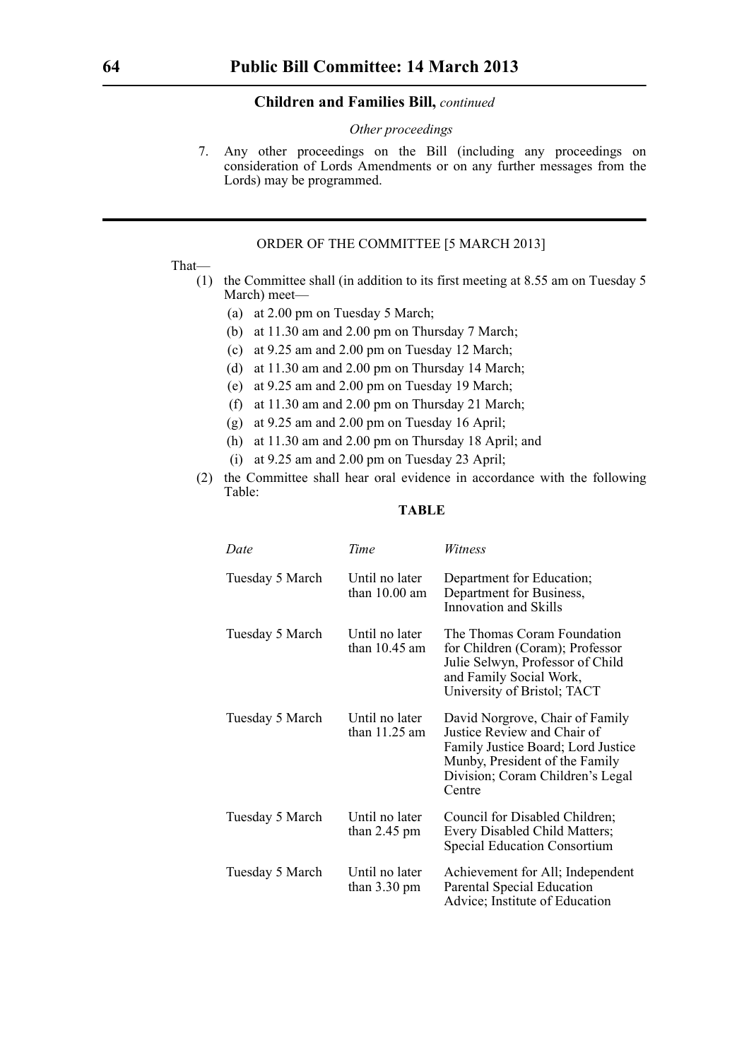**Children and Families Bill,** *continued*

*Other proceedings*

7. Any other proceedings on the Bill (including any proceedings on consideration of Lords Amendments or on any further messages from the Lords) may be programmed.

---

ORDER OF THE COMMITTEE [5 MARCH 2013]

That—

(1) the Committee shall (in addition to its first meeting at 8.55 am on Tuesday 5 March) meet—

(a) at 2.00 pm on Tuesday 5 March;

(b) at 11.30 am and 2.00 pm on Thursday 7 March;

(c) at 9.25 am and 2.00 pm on Tuesday 12 March;

(d) at 11.30 am and 2.00 pm on Thursday 14 March;

(e) at 9.25 am and 2.00 pm on Tuesday 19 March;

(f) at 11.30 am and 2.00 pm on Thursday 21 March;

(g) at 9.25 am and 2.00 pm on Tuesday 16 April;

(h) at 11.30 am and 2.00 pm on Thursday 18 April; and

(i) at 9.25 am and 2.00 pm on Tuesday 23 April;

(2) the Committee shall hear oral evidence in accordance with the following Table:

**TABLE**

| *Date* | *Time* | *Witness* |
|---|---|---|
| Tuesday 5 March | Until no later than 10.00 am | Department for Education; Department for Business, Innovation and Skills |
| Tuesday 5 March | Until no later than 10.45 am | The Thomas Coram Foundation for Children (Coram); Professor Julie Selwyn, Professor of Child and Family Social Work, University of Bristol; TACT |
| Tuesday 5 March | Until no later than 11.25 am | David Norgrove, Chair of Family Justice Review and Chair of Family Justice Board; Lord Justice Munby, President of the Family Division; Coram Children's Legal Centre |
| Tuesday 5 March | Until no later than 2.45 pm | Council for Disabled Children; Every Disabled Child Matters; Special Education Consortium |
| Tuesday 5 March | Until no later than 3.30 pm | Achievement for All; Independent Parental Special Education Advice; Institute of Education |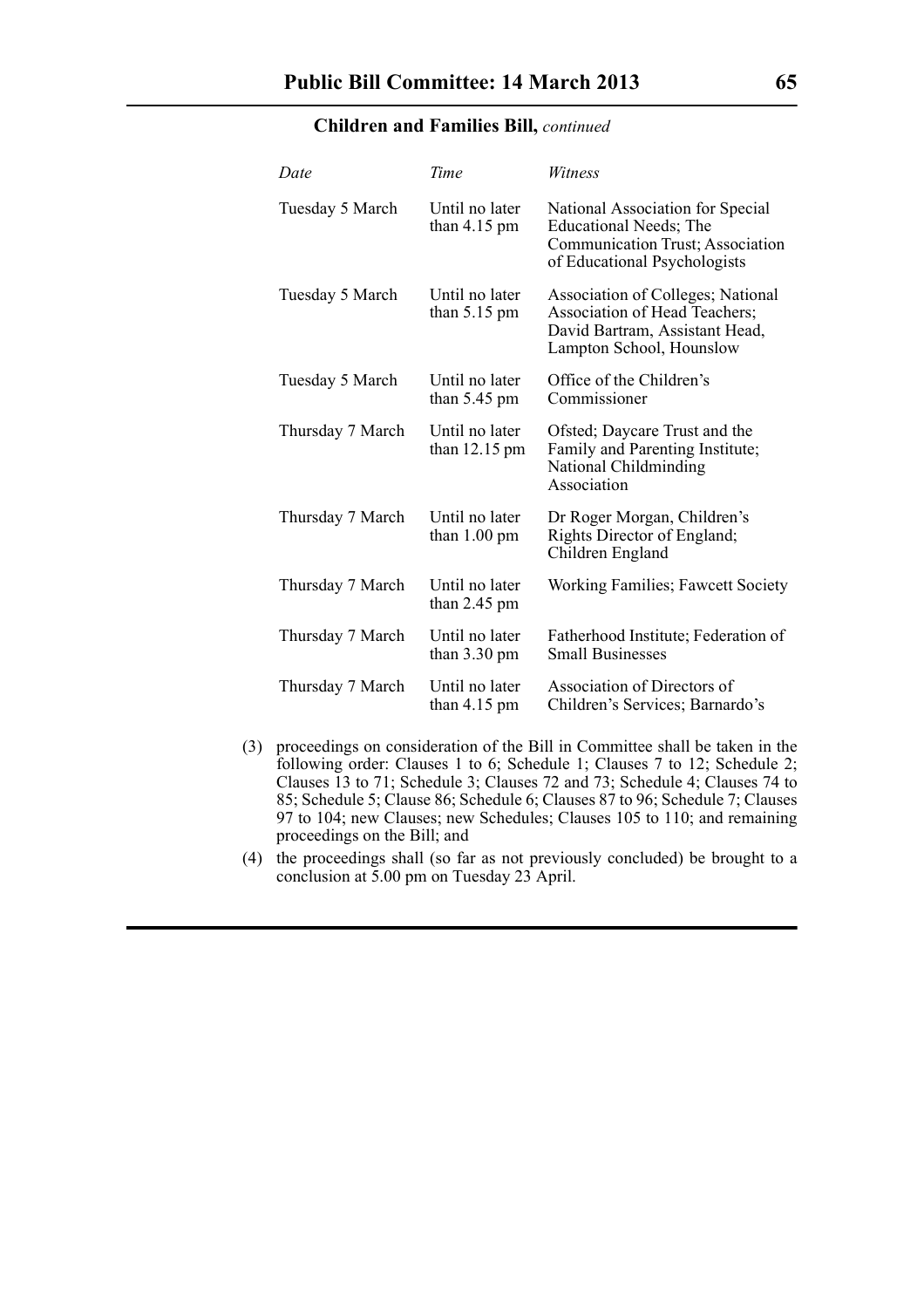**Children and Families Bill,** *continued*

| *Date* | *Time* | *Witness* |
|---|---|---|
| Tuesday 5 March | Until no later than 4.15 pm | National Association for Special Educational Needs; The Communication Trust; Association of Educational Psychologists |
| Tuesday 5 March | Until no later than 5.15 pm | Association of Colleges; National Association of Head Teachers; David Bartram, Assistant Head, Lampton School, Hounslow |
| Tuesday 5 March | Until no later than 5.45 pm | Office of the Children's Commissioner |
| Thursday 7 March | Until no later than 12.15 pm | Ofsted; Daycare Trust and the Family and Parenting Institute; National Childminding Association |
| Thursday 7 March | Until no later than 1.00 pm | Dr Roger Morgan, Children's Rights Director of England; Children England |
| Thursday 7 March | Until no later than 2.45 pm | Working Families; Fawcett Society |
| Thursday 7 March | Until no later than 3.30 pm | Fatherhood Institute; Federation of Small Businesses |
| Thursday 7 March | Until no later than 4.15 pm | Association of Directors of Children's Services; Barnardo's |

(3) proceedings on consideration of the Bill in Committee shall be taken in the following order: Clauses 1 to 6; Schedule 1; Clauses 7 to 12; Schedule 2; Clauses 13 to 71; Schedule 3; Clauses 72 and 73; Schedule 4; Clauses 74 to 85; Schedule 5; Clause 86; Schedule 6; Clauses 87 to 96; Schedule 7; Clauses 97 to 104; new Clauses; new Schedules; Clauses 105 to 110; and remaining proceedings on the Bill; and

(4) the proceedings shall (so far as not previously concluded) be brought to a conclusion at 5.00 pm on Tuesday 23 April.